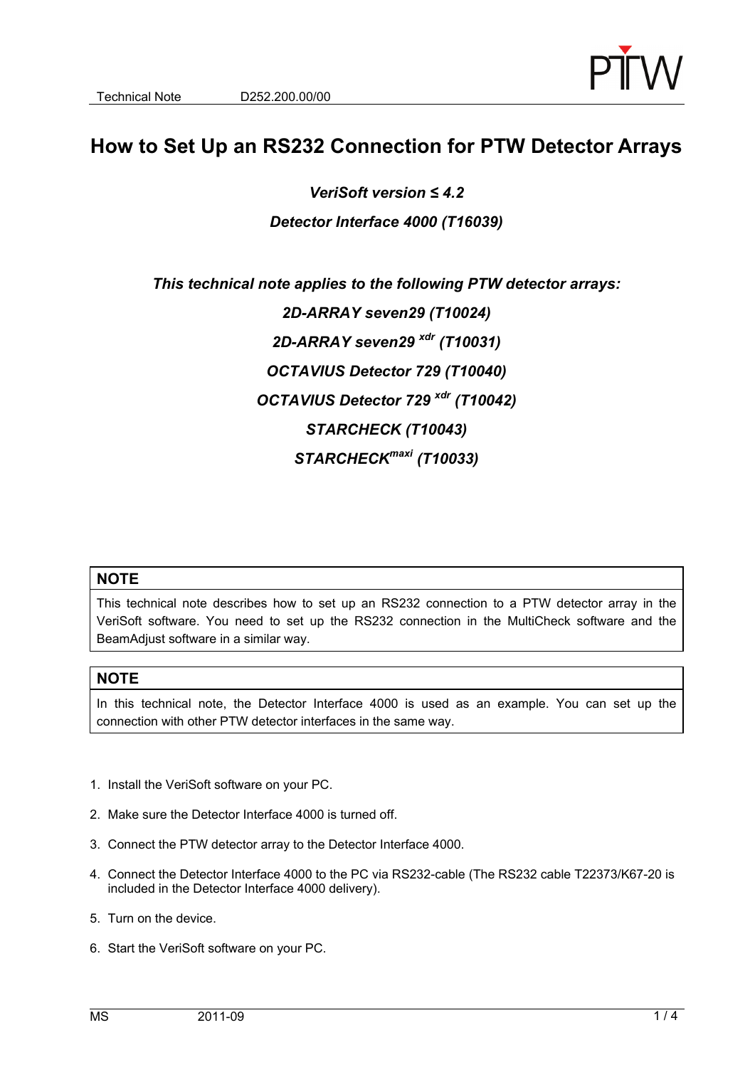# How to Set Up an RS232 Connection for PTW Detector Arrays

***VeriSoft version ≤ 4.2***

***Detector Interface 4000 (T16039)***

***This technical note applies to the following PTW detector arrays:***

***2D-ARRAY seven29 (T10024)***

***2D-ARRAY seven29 $^{xdr}$ (T10031)***

***OCTAVIUS Detector 729 (T10040)***

***OCTAVIUS Detector 729 $^{xdr}$ (T10042)***

***STARCHECK (T10043)***

***STARCHECK$^{maxi}$ (T10033)***

| **NOTE** |
| --- |
| This technical note describes how to set up an RS232 connection to a PTW detector array in the VeriSoft software. You need to set up the RS232 connection in the MultiCheck software and the BeamAdjust software in a similar way. |

| **NOTE** |
| --- |
| In this technical note, the Detector Interface 4000 is used as an example. You can set up the connection with other PTW detector interfaces in the same way. |

1. Install the VeriSoft software on your PC.
2. Make sure the Detector Interface 4000 is turned off.
3. Connect the PTW detector array to the Detector Interface 4000.
4. Connect the Detector Interface 4000 to the PC via RS232-cable (The RS232 cable T22373/K67-20 is included in the Detector Interface 4000 delivery).
5. Turn on the device.
6. Start the VeriSoft software on your PC.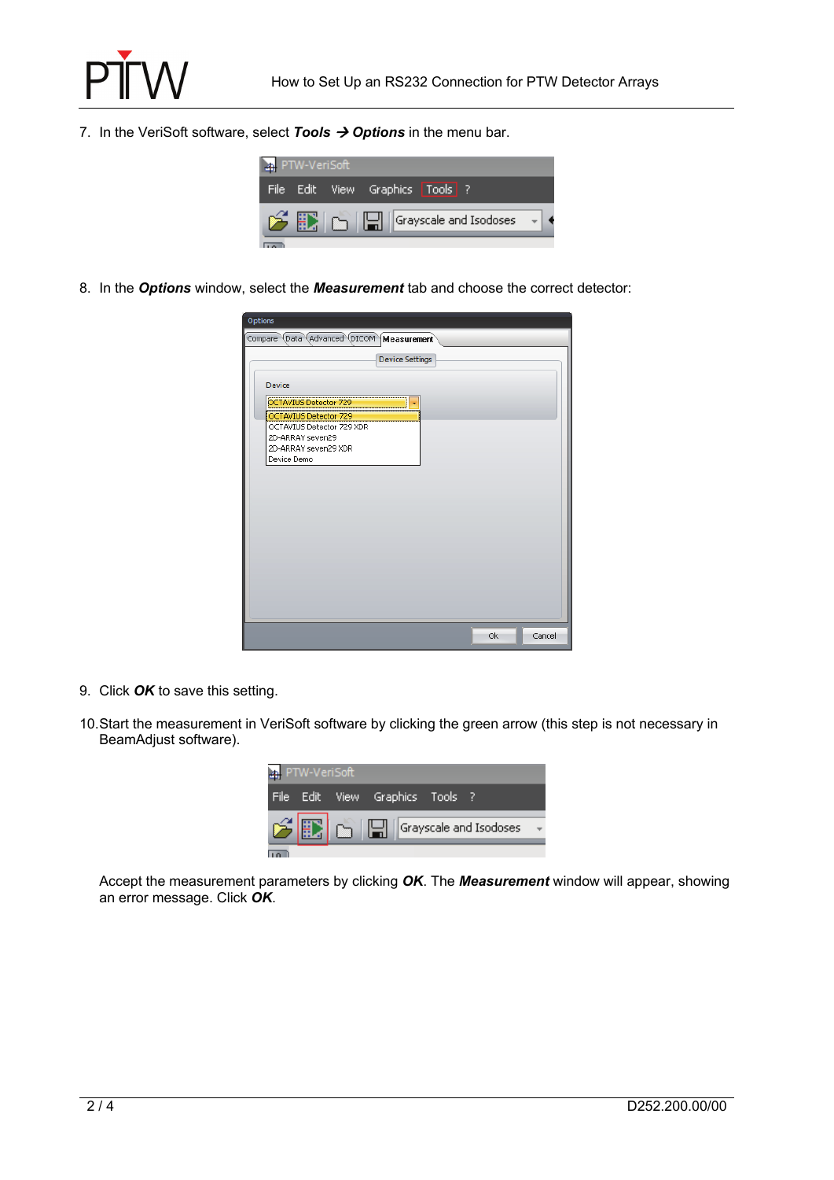7. In the VeriSoft software, select ***Tools* → *Options*** in the menu bar.

8. In the ***Options*** window, select the ***Measurement*** tab and choose the correct detector:

9. Click ***OK*** to save this setting.

10. Start the measurement in VeriSoft software by clicking the green arrow (this step is not necessary in BeamAdjust software).

    Accept the measurement parameters by clicking ***OK***. The ***Measurement*** window will appear, showing an error message. Click ***OK***.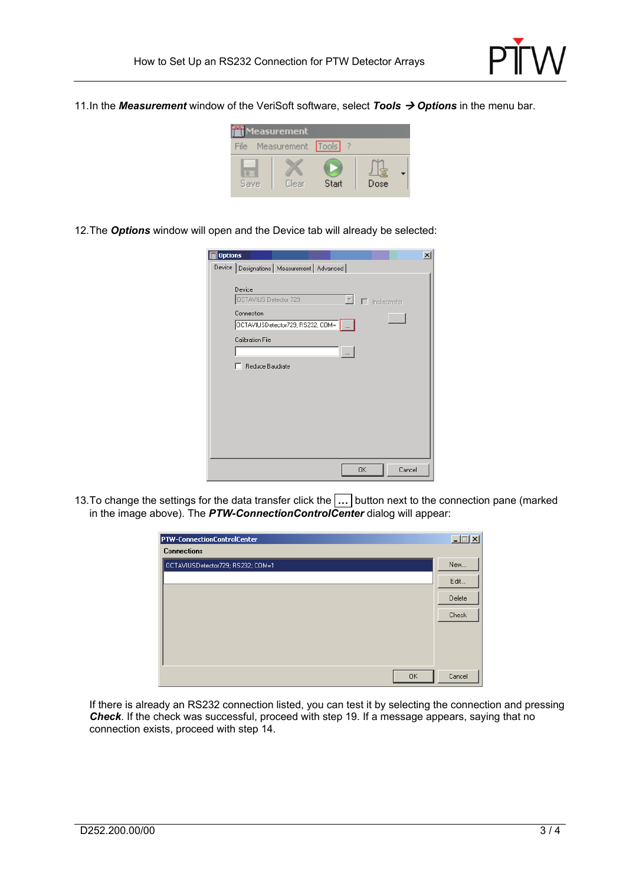11. In the ***Measurement*** window of the VeriSoft software, select ***Tools*** **→** ***Options*** in the menu bar.

12. The ***Options*** window will open and the Device tab will already be selected:

13. To change the settings for the data transfer click the **...** button next to the connection pane (marked in the image above). The ***PTW-ConnectionControlCenter*** dialog will appear:

    If there is already an RS232 connection listed, you can test it by selecting the connection and pressing ***Check***. If the check was successful, proceed with step 19. If a message appears, saying that no connection exists, proceed with step 14.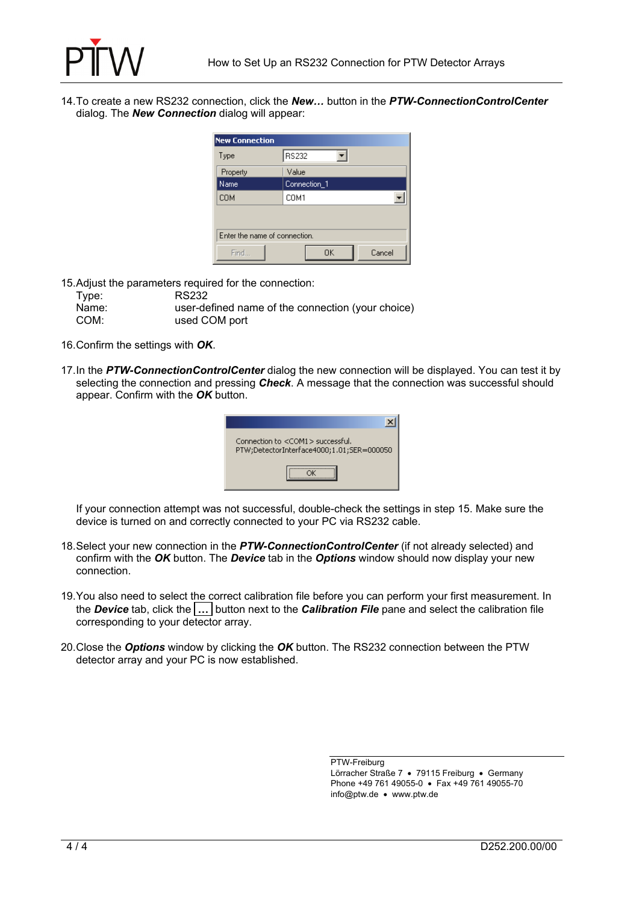14. To create a new RS232 connection, click the ***New…*** button in the ***PTW-ConnectionControlCenter*** dialog. The ***New Connection*** dialog will appear:

15. Adjust the parameters required for the connection:

| | |
|---|---|
| Type: | RS232 |
| Name: | user-defined name of the connection (your choice) |
| COM: | used COM port |

16. Confirm the settings with ***OK***.

17. In the ***PTW-ConnectionControlCenter*** dialog the new connection will be displayed. You can test it by selecting the connection and pressing ***Check***. A message that the connection was successful should appear. Confirm with the ***OK*** button.

    If your connection attempt was not successful, double-check the settings in step 15. Make sure the device is turned on and correctly connected to your PC via RS232 cable.

18. Select your new connection in the ***PTW-ConnectionControlCenter*** (if not already selected) and confirm with the ***OK*** button. The ***Device*** tab in the ***Options*** window should now display your new connection.

19. You also need to select the correct calibration file before you can perform your first measurement. In the ***Device*** tab, click the **…** button next to the ***Calibration File*** pane and select the calibration file corresponding to your detector array.

20. Close the ***Options*** window by clicking the ***OK*** button. The RS232 connection between the PTW detector array and your PC is now established.

PTW-Freiburg
Lörracher Straße 7 • 79115 Freiburg • Germany
Phone +49 761 49055-0 • Fax +49 761 49055-70
info@ptw.de • www.ptw.de